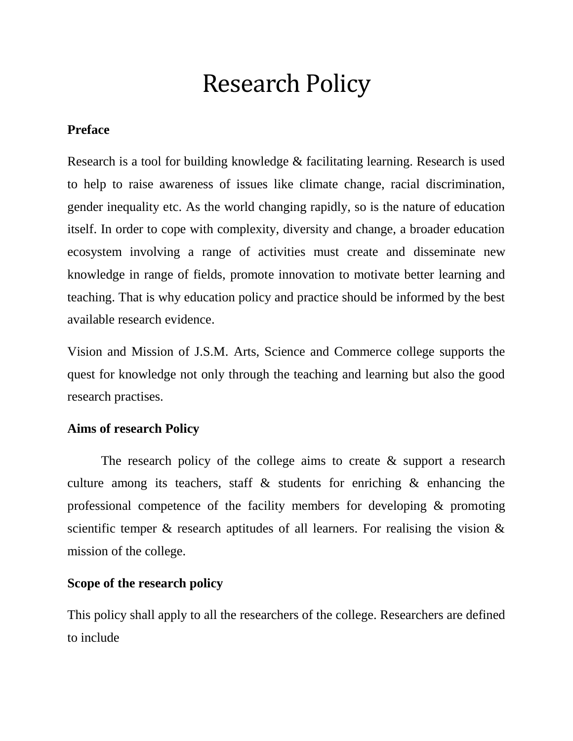# Research Policy

**Preface**

Research is a tool for building knowledge & facilitating learning. Research is used to help to raise awareness of issues like climate change, racial discrimination, gender inequality etc. As the world changing rapidly, so is the nature of education itself. In order to cope with complexity, diversity and change, a broader education ecosystem involving a range of activities must create and disseminate new knowledge in range of fields, promote innovation to motivate better learning and teaching. That is why education policy and practice should be informed by the best available research evidence.

Vision and Mission of J.S.M. Arts, Science and Commerce college supports the quest for knowledge not only through the teaching and learning but also the good research practises.

**Aims of research Policy**

The research policy of the college aims to create & support a research culture among its teachers, staff & students for enriching & enhancing the professional competence of the facility members for developing & promoting scientific temper & research aptitudes of all learners. For realising the vision & mission of the college.

**Scope of the research policy**

This policy shall apply to all the researchers of the college. Researchers are defined to include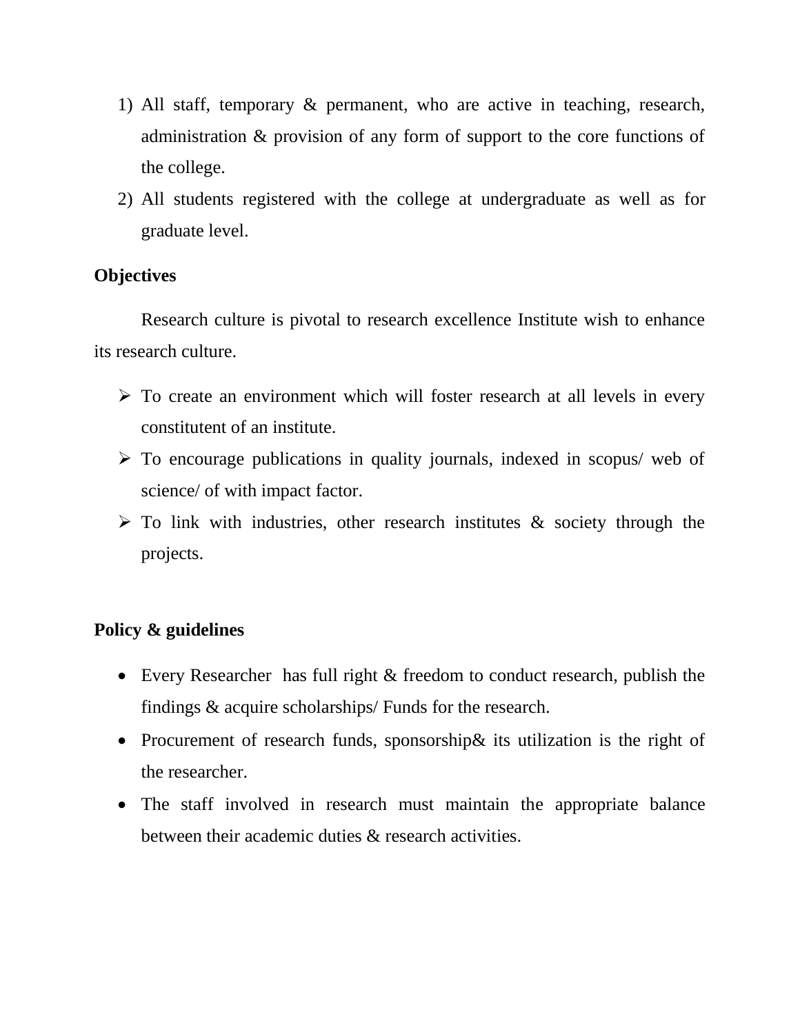1) All staff, temporary & permanent, who are active in teaching, research, administration & provision of any form of support to the core functions of the college.
2) All students registered with the college at undergraduate as well as for graduate level.

**Objectives**

Research culture is pivotal to research excellence Institute wish to enhance its research culture.

- To create an environment which will foster research at all levels in every constitutent of an institute.
- To encourage publications in quality journals, indexed in scopus/ web of science/ of with impact factor.
- To link with industries, other research institutes & society through the projects.

**Policy & guidelines**

- Every Researcher has full right & freedom to conduct research, publish the findings & acquire scholarships/ Funds for the research.
- Procurement of research funds, sponsorship& its utilization is the right of the researcher.
- The staff involved in research must maintain the appropriate balance between their academic duties & research activities.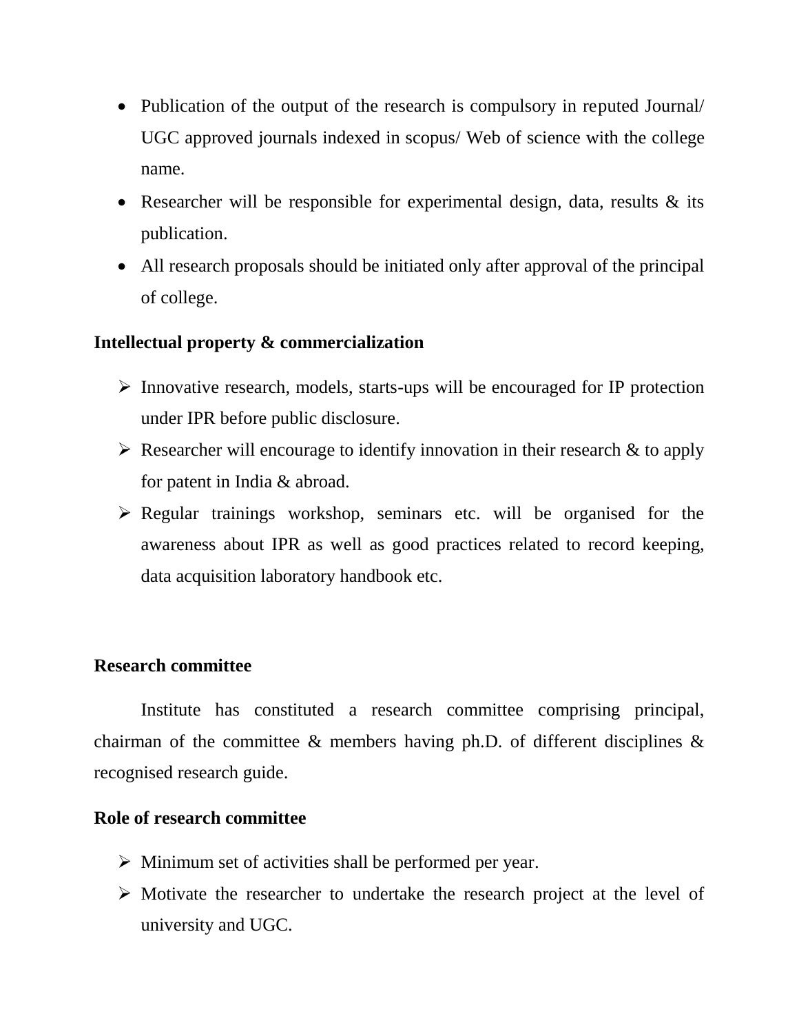- Publication of the output of the research is compulsory in reputed Journal/ UGC approved journals indexed in scopus/ Web of science with the college name.
- Researcher will be responsible for experimental design, data, results & its publication.
- All research proposals should be initiated only after approval of the principal of college.

**Intellectual property & commercialization**

- Innovative research, models, starts-ups will be encouraged for IP protection under IPR before public disclosure.
- Researcher will encourage to identify innovation in their research & to apply for patent in India & abroad.
- Regular trainings workshop, seminars etc. will be organised for the awareness about IPR as well as good practices related to record keeping, data acquisition laboratory handbook etc.

**Research committee**

Institute has constituted a research committee comprising principal, chairman of the committee & members having ph.D. of different disciplines & recognised research guide.

**Role of research committee**

- Minimum set of activities shall be performed per year.
- Motivate the researcher to undertake the research project at the level of university and UGC.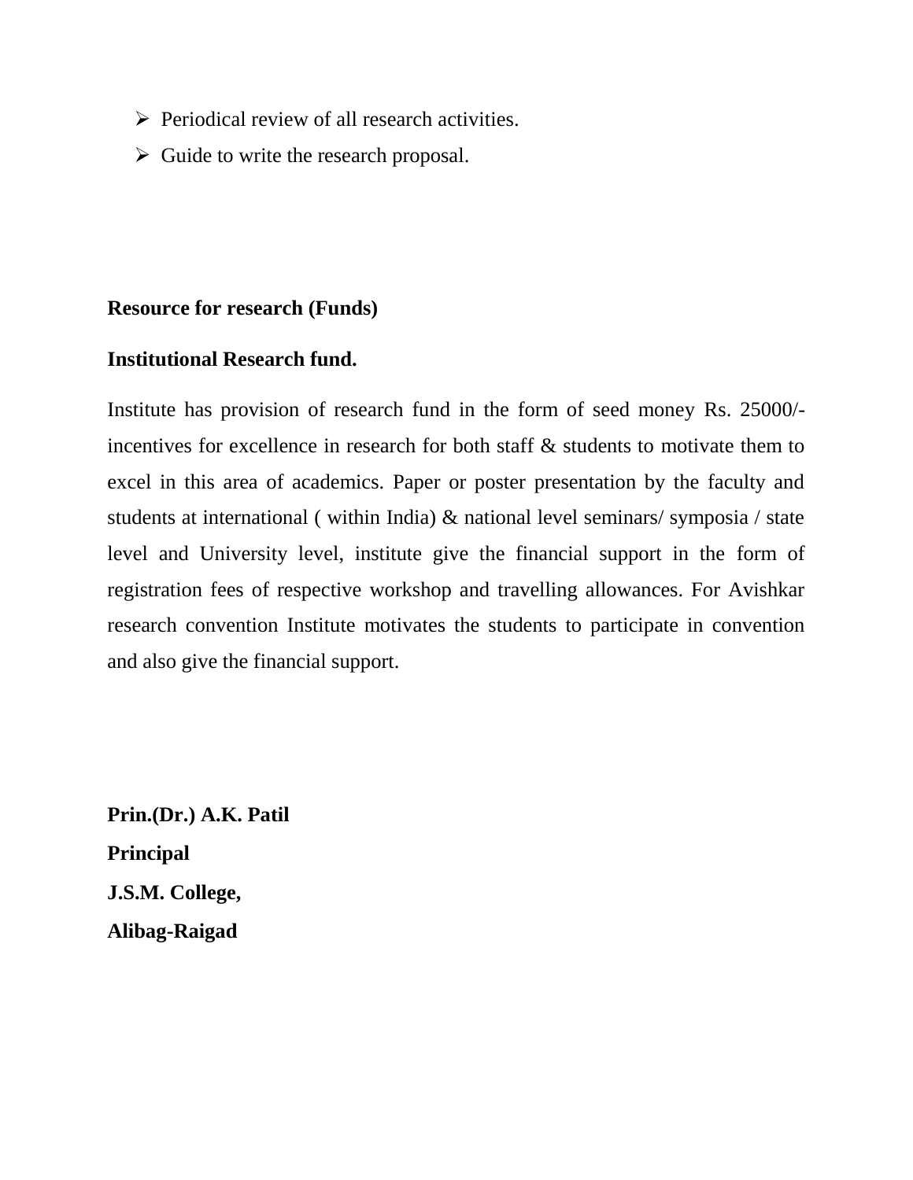- Periodical review of all research activities.
- Guide to write the research proposal.

**Resource for research (Funds)**

**Institutional Research fund.**

Institute has provision of research fund in the form of seed money Rs. 25000/- incentives for excellence in research for both staff & students to motivate them to excel in this area of academics. Paper or poster presentation by the faculty and students at international ( within India) & national level seminars/ symposia / state level and University level, institute give the financial support in the form of registration fees of respective workshop and travelling allowances. For Avishkar research convention Institute motivates the students to participate in convention and also give the financial support.

**Prin.(Dr.) A.K. Patil**
**Principal**
**J.S.M. College,**
**Alibag-Raigad**